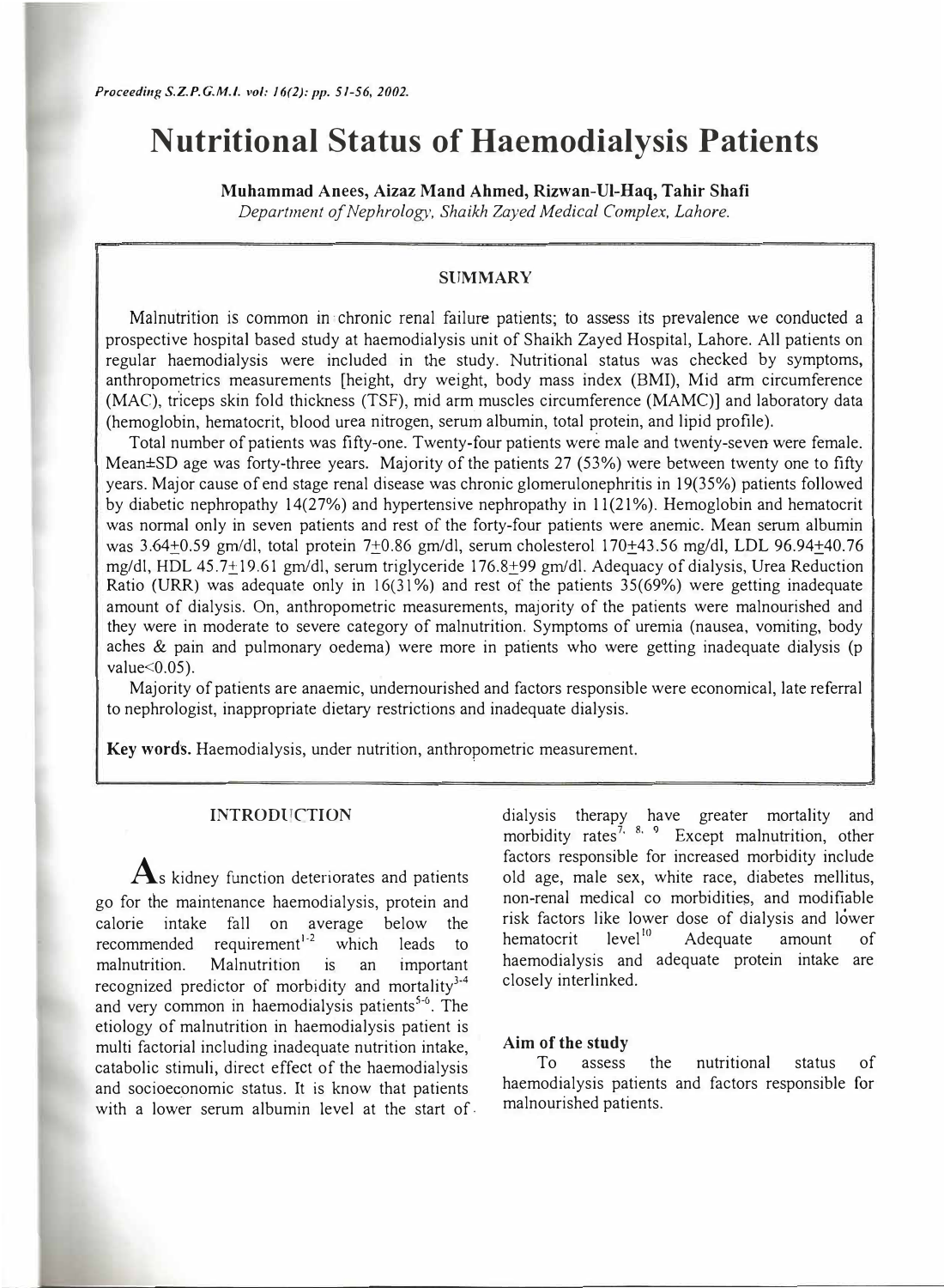# Nutritional Status of Haemodialysis Patients

**Muhammad Anees, Aizaz Mand Ahmed, Rizwan-Ul-Haq, Tahir Shafi**

*Department of Nephrology, Shaikh Zayed Medical Complex, Lahore.*

## SUMMARY

Malnutrition is common in chronic renal failure patients; to assess its prevalence we conducted a prospective hospital based study at haemodialysis unit of Shaikh Zayed Hospital, Lahore. All patients on regular haemodialysis were included in the study. Nutritional status was checked by symptoms, anthropometrics measurements [height, dry weight, body mass index (BMI), Mid arm circumference (MAC), triceps skin fold thickness (TSF), mid arm muscles circumference (MAMC)] and laboratory data (hemoglobin, hematocrit, blood urea nitrogen, serum albumin, total protein, and lipid profile).

Total number of patients was fifty-one. Twenty-four patients were male and twenty-seven were female. Mean±SD age was forty-three years. Majority of the patients 27 (53%) were between twenty one to fifty years. Major cause of end stage renal disease was chronic glomerulonephritis in 19(35%) patients followed by diabetic nephropathy 14(27%) and hypertensive nephropathy in 11(21%). Hemoglobin and hematocrit was normal only in seven patients and rest of the forty-four patients were anemic. Mean serum albumin was 3.64±0.59 gm/dl, total protein 7±0.86 gm/dl, serum cholesterol 170±43.56 mg/dl, LDL 96.94±40.76 mg/dl, HDL 45.7±19.61 gm/dl, serum triglyceride 176.8±99 gm/dl. Adequacy of dialysis, Urea Reduction Ratio (URR) was adequate only in 16(31%) and rest of the patients 35(69%) were getting inadequate amount of dialysis. On, anthropometric measurements, majority of the patients were malnourished and they were in moderate to severe category of malnutrition. Symptoms of uremia (nausea, vomiting, body aches & pain and pulmonary oedema) were more in patients who were getting inadequate dialysis (p value $<0.05$).

Majority of patients are anaemic, undernourished and factors responsible were economical, late referral to nephrologist, inappropriate dietary restrictions and inadequate dialysis.

**Key words.** Haemodialysis, under nutrition, anthropometric measurement.

## INTRODUCTION

As kidney function deteriorates and patients go for the maintenance haemodialysis, protein and calorie intake fall on average below the recommended requirement[1-2] which leads to malnutrition. Malnutrition is an important recognized predictor of morbidity and mortality[3-4] and very common in haemodialysis patients[5-6]. The etiology of malnutrition in haemodialysis patient is multi factorial including inadequate nutrition intake, catabolic stimuli, direct effect of the haemodialysis and socioeconomic status. It is know that patients with a lower serum albumin level at the start of dialysis therapy have greater mortality and morbidity rates[7, 8, 9] Except malnutrition, other factors responsible for increased morbidity include old age, male sex, white race, diabetes mellitus, non-renal medical co morbidities, and modifiable risk factors like lower dose of dialysis and lower hematocrit level[10] Adequate amount of haemodialysis and adequate protein intake are closely interlinked.

### Aim of the study

To assess the nutritional status of haemodialysis patients and factors responsible for malnourished patients.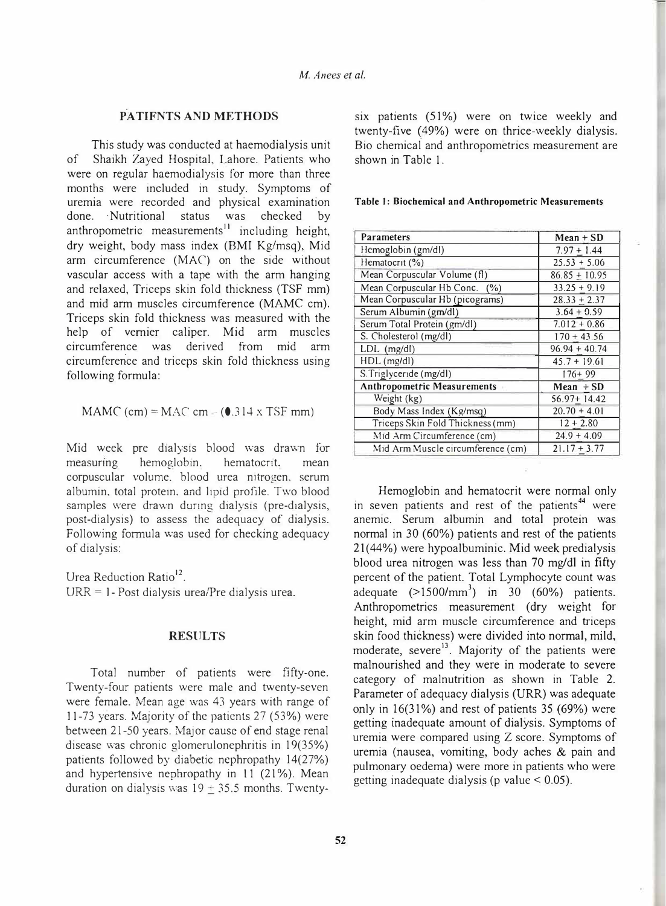## PATIFNTS AND METHODS

This study was conducted at haemodialysis unit of Shaikh Zayed Hospital, Lahore. Patients who were on regular haemodialysis for more than three months were included in study. Symptoms of uremia were recorded and physical examination done. Nutritional status was checked by anthropometric measurements[11] including height, dry weight, body mass index (BMI Kg/msq), Mid arm circumference (MAC) on the side without vascular access with a tape with the arm hanging and relaxed, Triceps skin fold thickness (TSF mm) and mid arm muscles circumference (MAMC cm). Triceps skin fold thickness was measured with the help of vernier caliper. Mid arm muscles circumference was derived from mid arm circumference and triceps skin fold thickness using following formula:

$$\text{MAMC (cm)} = \text{MAC cm} - (0.314 \times \text{TSF mm})$$

Mid week pre dialysis blood was drawn for measuring hemoglobin, hematocrit, mean corpuscular volume, blood urea nitrogen, serum albumin, total protein, and lipid profile. Two blood samples were drawn during dialysis (pre-dialysis, post-dialysis) to assess the adequacy of dialysis. Following formula was used for checking adequacy of dialysis:

Urea Reduction Ratio[12].

URR = 1- Post dialysis urea/Pre dialysis urea.

## RESULTS

Total number of patients were fifty-one. Twenty-four patients were male and twenty-seven were female. Mean age was 43 years with range of 11-73 years. Majority of the patients 27 (53%) were between 21-50 years. Major cause of end stage renal disease was chronic glomerulonephritis in 19(35%) patients followed by diabetic nephropathy 14(27%) and hypertensive nephropathy in 11 (21%). Mean duration on dialysis was 19 ± 35.5 months. Twenty-six patients (51%) were on twice weekly and twenty-five (49%) were on thrice-weekly dialysis. Bio chemical and anthropometrics measurement are shown in Table 1.

**Table 1: Biochemical and Anthropometric Measurements**

| Parameters | Mean ± SD |
|---|---|
| Hemoglobin (gm/dl) | 7.97 ± 1.44 |
| Hematocrit (%) | 25.53 ± 5.06 |
| Mean Corpuscular Volume (fl) | 86.85 ± 10.95 |
| Mean Corpuscular Hb Conc. (%) | 33.25 ± 9.19 |
| Mean Corpuscular Hb (picograms) | 28.33 ± 2.37 |
| Serum Albumin (gm/dl) | 3.64 ± 0.59 |
| Serum Total Protein (gm/dl) | 7.012 ± 0.86 |
| S. Cholesterol (mg/dl) | 170 ± 43.56 |
| LDL (mg/dl) | 96.94 ± 40.74 |
| HDL (mg/dl) | 45.7 ± 19.61 |
| S.Triglyceride (mg/dl) | 176± 99 |
| **Anthropometric Measurements** | **Mean ± SD** |
| Weight (kg) | 56.97± 14.42 |
| Body Mass Index (Kg/msq) | 20.70 ± 4.01 |
| Triceps Skin Fold Thickness (mm) | 12 ± 2.80 |
| Mid Arm Circumference (cm) | 24.9 ± 4.09 |
| Mid Arm Muscle circumference (cm) | 21.17 ± 3.77 |

Hemoglobin and hematocrit were normal only in seven patients and rest of the patients[44] were anemic. Serum albumin and total protein was normal in 30 (60%) patients and rest of the patients 21(44%) were hypoalbuminic. Mid week predialysis blood urea nitrogen was less than 70 mg/dl in fifty percent of the patient. Total Lymphocyte count was adequate (>1500/mm$^3$) in 30 (60%) patients. Anthropometrics measurement (dry weight for height, mid arm muscle circumference and triceps skin food thickness) were divided into normal, mild, moderate, severe[13]. Majority of the patients were malnourished and they were in moderate to severe category of malnutrition as shown in Table 2. Parameter of adequacy dialysis (URR) was adequate only in 16(31%) and rest of patients 35 (69%) were getting inadequate amount of dialysis. Symptoms of uremia were compared using Z score. Symptoms of uremia (nausea, vomiting, body aches & pain and pulmonary oedema) were more in patients who were getting inadequate dialysis ($p$ value $< 0.05$).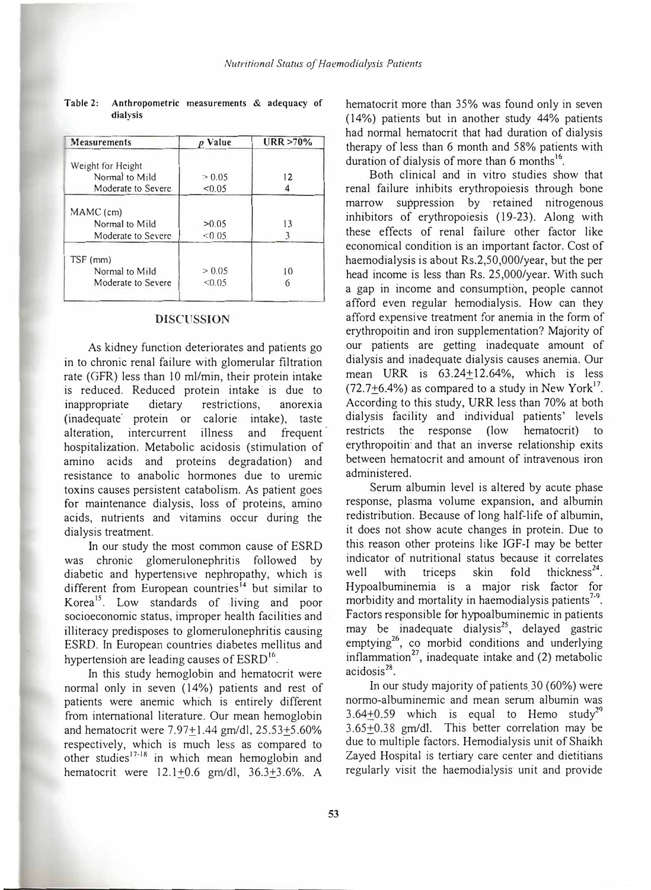**Table 2: Anthropometric measurements & adequacy of dialysis**

| Measurements | *p* Value | URR >70% |
|---|---|---|
| Weight for Height | | |
| Normal to Mild | > 0.05 | 12 |
| Moderate to Severe | <0.05 | 4 |
| MAMC (cm) | | |
| Normal to Mild | >0.05 | 13 |
| Moderate to Severe | <0.05 | 3 |
| TSF (mm) | | |
| Normal to Mild | > 0.05 | 10 |
| Moderate to Severe | <0.05 | 6 |

## DISCUSSION

As kidney function deteriorates and patients go in to chronic renal failure with glomerular filtration rate (GFR) less than 10 ml/min, their protein intake is reduced. Reduced protein intake is due to inappropriate dietary restrictions, anorexia (inadequate protein or calorie intake), taste alteration, intercurrent illness and frequent hospitalization. Metabolic acidosis (stimulation of amino acids and proteins degradation) and resistance to anabolic hormones due to uremic toxins causes persistent catabolism. As patient goes for maintenance dialysis, loss of proteins, amino acids, nutrients and vitamins occur during the dialysis treatment.

In our study the most common cause of ESRD was chronic glomerulonephritis followed by diabetic and hypertensive nephropathy, which is different from European countries[14] but similar to Korea[15]. Low standards of living and poor socioeconomic status, improper health facilities and illiteracy predisposes to glomerulonephritis causing ESRD. In European countries diabetes mellitus and hypertension are leading causes of ESRD[16].

In this study hemoglobin and hematocrit were normal only in seven (14%) patients and rest of patients were anemic which is entirely different from international literature. Our mean hemoglobin and hematocrit were 7.97±1.44 gm/dl, 25.53±5.60% respectively, which is much less as compared to other studies[17-18] in which mean hemoglobin and hematocrit were 12.1±0.6 gm/dl, 36.3±3.6%. A hematocrit more than 35% was found only in seven (14%) patients but in another study 44% patients had normal hematocrit that had duration of dialysis therapy of less than 6 month and 58% patients with duration of dialysis of more than 6 months[16].

Both clinical and in vitro studies show that renal failure inhibits erythropoiesis through bone marrow suppression by retained nitrogenous inhibitors of erythropoiesis (19-23). Along with these effects of renal failure other factor like economical condition is an important factor. Cost of haemodialysis is about Rs.2,50,000/year, but the per head income is less than Rs. 25,000/year. With such a gap in income and consumption, people cannot afford even regular hemodialysis. How can they afford expensive treatment for anemia in the form of erythropoitin and iron supplementation? Majority of our patients are getting inadequate amount of dialysis and inadequate dialysis causes anemia. Our mean URR is 63.24±12.64%, which is less (72.7±6.4%) as compared to a study in New York[17]. According to this study, URR less than 70% at both dialysis facility and individual patients' levels restricts the response (low hematocrit) to erythropoitin and that an inverse relationship exits between hematocrit and amount of intravenous iron administered.

Serum albumin level is altered by acute phase response, plasma volume expansion, and albumin redistribution. Because of long half-life of albumin, it does not show acute changes in protein. Due to this reason other proteins like IGF-I may be better indicator of nutritional status because it correlates well with triceps skin fold thickness[24]. Hypoalbuminemia is a major risk factor for morbidity and mortality in haemodialysis patients[7-9]. Factors responsible for hypoalbuminemic in patients may be inadequate dialysis[25], delayed gastric emptying[26], co morbid conditions and underlying inflammation[27], inadequate intake and (2) metabolic acidosis[28].

In our study majority of patients 30 (60%) were normo-albuminemic and mean serum albumin was 3.64±0.59 which is equal to Hemo study[29] 3.65±0.38 gm/dl. This better correlation may be due to multiple factors. Hemodialysis unit of Shaikh Zayed Hospital is tertiary care center and dietitians regularly visit the haemodialysis unit and provide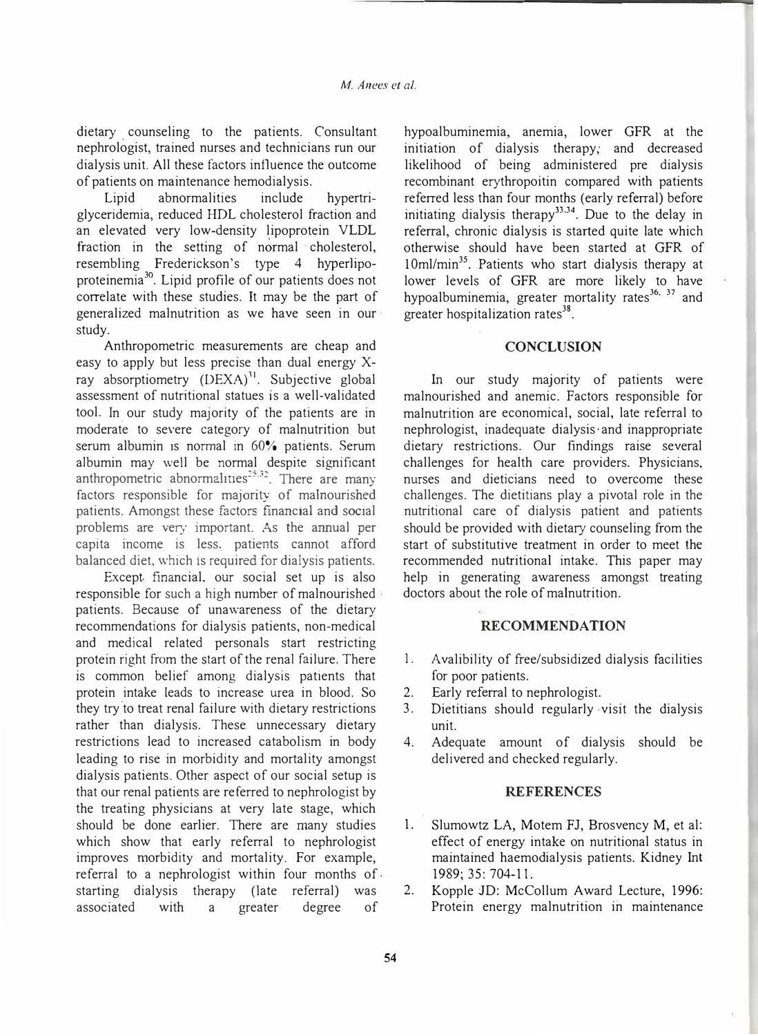dietary counseling to the patients. Consultant nephrologist, trained nurses and technicians run our dialysis unit. All these factors influence the outcome of patients on maintenance hemodialysis.

Lipid abnormalities include hypertriglyceridemia, reduced HDL cholesterol fraction and an elevated very low-density lipoprotein VLDL fraction in the setting of normal cholesterol, resembling Frederickson's type 4 hyperlipoproteinemia[30]. Lipid profile of our patients does not correlate with these studies. It may be the part of generalized malnutrition as we have seen in our study.

Anthropometric measurements are cheap and easy to apply but less precise than dual energy X-ray absorptiometry (DEXA)[31]. Subjective global assessment of nutritional statues is a well-validated tool. In our study majority of the patients are in moderate to severe category of malnutrition but serum albumin is normal in 60% patients. Serum albumin may well be normal despite significant anthropometric abnormalities[25,32]. There are many factors responsible for majority of malnourished patients. Amongst these factors financial and social problems are very important. As the annual per capita income is less, patients cannot afford balanced diet, which is required for dialysis patients.

Except financial, our social set up is also responsible for such a high number of malnourished patients. Because of unawareness of the dietary recommendations for dialysis patients, non-medical and medical related personals start restricting protein right from the start of the renal failure. There is common belief among dialysis patients that protein intake leads to increase urea in blood. So they try to treat renal failure with dietary restrictions rather than dialysis. These unnecessary dietary restrictions lead to increased catabolism in body leading to rise in morbidity and mortality amongst dialysis patients. Other aspect of our social setup is that our renal patients are referred to nephrologist by the treating physicians at very late stage, which should be done earlier. There are many studies which show that early referral to nephrologist improves morbidity and mortality. For example, referral to a nephrologist within four months of starting dialysis therapy (late referral) was associated with a greater degree of hypoalbuminemia, anemia, lower GFR at the initiation of dialysis therapy, and decreased likelihood of being administered pre dialysis recombinant erythropoitin compared with patients referred less than four months (early referral) before initiating dialysis therapy[33,34]. Due to the delay in referral, chronic dialysis is started quite late which otherwise should have been started at GFR of 10ml/min[35]. Patients who start dialysis therapy at lower levels of GFR are more likely to have hypoalbuminemia, greater mortality rates[36, 37] and greater hospitalization rates[38].

## CONCLUSION

In our study majority of patients were malnourished and anemic. Factors responsible for malnutrition are economical, social, late referral to nephrologist, inadequate dialysis and inappropriate dietary restrictions. Our findings raise several challenges for health care providers. Physicians, nurses and dieticians need to overcome these challenges. The dietitians play a pivotal role in the nutritional care of dialysis patient and patients should be provided with dietary counseling from the start of substitutive treatment in order to meet the recommended nutritional intake. This paper may help in generating awareness amongst treating doctors about the role of malnutrition.

## RECOMMENDATION

1. Avalibility of free/subsidized dialysis facilities for poor patients.
2. Early referral to nephrologist.
3. Dietitians should regularly visit the dialysis unit.
4. Adequate amount of dialysis should be delivered and checked regularly.

## REFERENCES

1. Slumowtz LA, Motem FJ, Brosvency M, et al: effect of energy intake on nutritional status in maintained haemodialysis patients. Kidney Int 1989; 35: 704-11.
2. Kopple JD: McCollum Award Lecture, 1996: Protein energy malnutrition in maintenance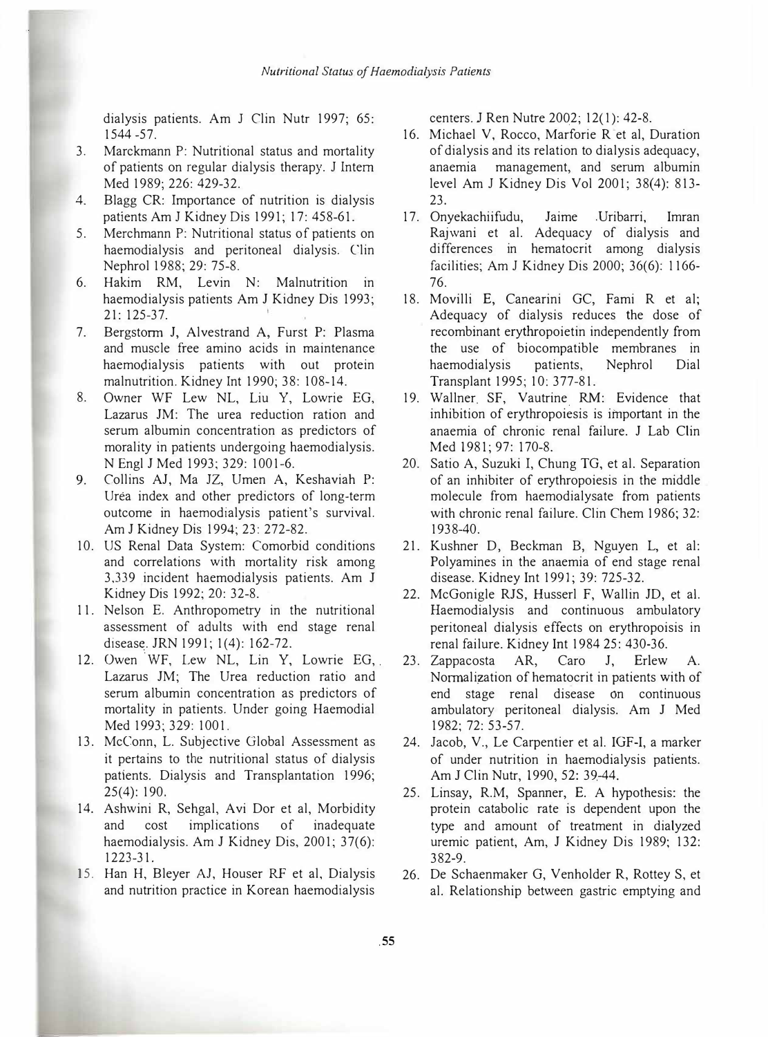dialysis patients. Am J Clin Nutr 1997; 65: 1544 -57.

3. Marckmann P: Nutritional status and mortality of patients on regular dialysis therapy. J Intern Med 1989; 226: 429-32.
4. Blagg CR: Importance of nutrition is dialysis patients Am J Kidney Dis 1991; 17: 458-61.
5. Merchmann P: Nutritional status of patients on haemodialysis and peritoneal dialysis. Clin Nephrol 1988; 29: 75-8.
6. Hakim RM, Levin N: Malnutrition in haemodialysis patients Am J Kidney Dis 1993; 21: 125-37.
7. Bergstorm J, Alvestrand A, Furst P: Plasma and muscle free amino acids in maintenance haemodialysis patients with out protein malnutrition. Kidney Int 1990; 38: 108-14.
8. Owner WF Lew NL, Liu Y, Lowrie EG, Lazarus JM: The urea reduction ration and serum albumin concentration as predictors of morality in patients undergoing haemodialysis. N Engl J Med 1993; 329: 1001-6.
9. Collins AJ, Ma JZ, Umen A, Keshaviah P: Urea index and other predictors of long-term outcome in haemodialysis patient's survival. Am J Kidney Dis 1994; 23: 272-82.
10. US Renal Data System: Comorbid conditions and correlations with mortality risk among 3,339 incident haemodialysis patients. Am J Kidney Dis 1992; 20: 32-8.
11. Nelson E. Anthropometry in the nutritional assessment of adults with end stage renal disease. JRN 1991; 1(4): 162-72.
12. Owen WF, Lew NL, Lin Y, Lowrie EG, Lazarus JM; The Urea reduction ratio and serum albumin concentration as predictors of mortality in patients. Under going Haemodial Med 1993; 329: 1001.
13. McConn, L. Subjective Global Assessment as it pertains to the nutritional status of dialysis patients. Dialysis and Transplantation 1996; 25(4): 190.
14. Ashwini R, Sehgal, Avi Dor et al, Morbidity and cost implications of inadequate haemodialysis. Am J Kidney Dis, 2001; 37(6): 1223-31.
15. Han H, Bleyer AJ, Houser RF et al, Dialysis and nutrition practice in Korean haemodialysis centers. J Ren Nutre 2002; 12(1): 42-8.
16. Michael V, Rocco, Marforie R et al, Duration of dialysis and its relation to dialysis adequacy, anaemia management, and serum albumin level Am J Kidney Dis Vol 2001; 38(4): 813-23.
17. Onyekachiifudu, Jaime .Uribarri, Imran Rajwani et al. Adequacy of dialysis and differences in hematocrit among dialysis facilities; Am J Kidney Dis 2000; 36(6): 1166-76.
18. Movilli E, Canearini GC, Fami R et al; Adequacy of dialysis reduces the dose of recombinant erythropoietin independently from the use of biocompatible membranes in haemodialysis patients, Nephrol Dial Transplant 1995; 10: 377-81.
19. Wallner SF, Vautrine RM: Evidence that inhibition of erythropoiesis is important in the anaemia of chronic renal failure. J Lab Clin Med 1981; 97: 170-8.
20. Satio A, Suzuki I, Chung TG, et al. Separation of an inhibiter of erythropoiesis in the middle molecule from haemodialysate from patients with chronic renal failure. Clin Chem 1986; 32: 1938-40.
21. Kushner D, Beckman B, Nguyen L, et al: Polyamines in the anaemia of end stage renal disease. Kidney Int 1991; 39: 725-32.
22. McGonigle RJS, Husserl F, Wallin JD, et al. Haemodialysis and continuous ambulatory peritoneal dialysis effects on erythropoisis in renal failure. Kidney Int 1984 25: 430-36.
23. Zappacosta AR, Caro J, Erlew A. Normalization of hematocrit in patients with of end stage renal disease on continuous ambulatory peritoneal dialysis. Am J Med 1982; 72: 53-57.
24. Jacob, V., Le Carpentier et al. IGF-I, a marker of under nutrition in haemodialysis patients. Am J Clin Nutr, 1990, 52: 39-44.
25. Linsay, R.M, Spanner, E. A hypothesis: the protein catabolic rate is dependent upon the type and amount of treatment in dialyzed uremic patient, Am, J Kidney Dis 1989; 132: 382-9.
26. De Schaenmaker G, Venholder R, Rottey S, et al. Relationship between gastric emptying and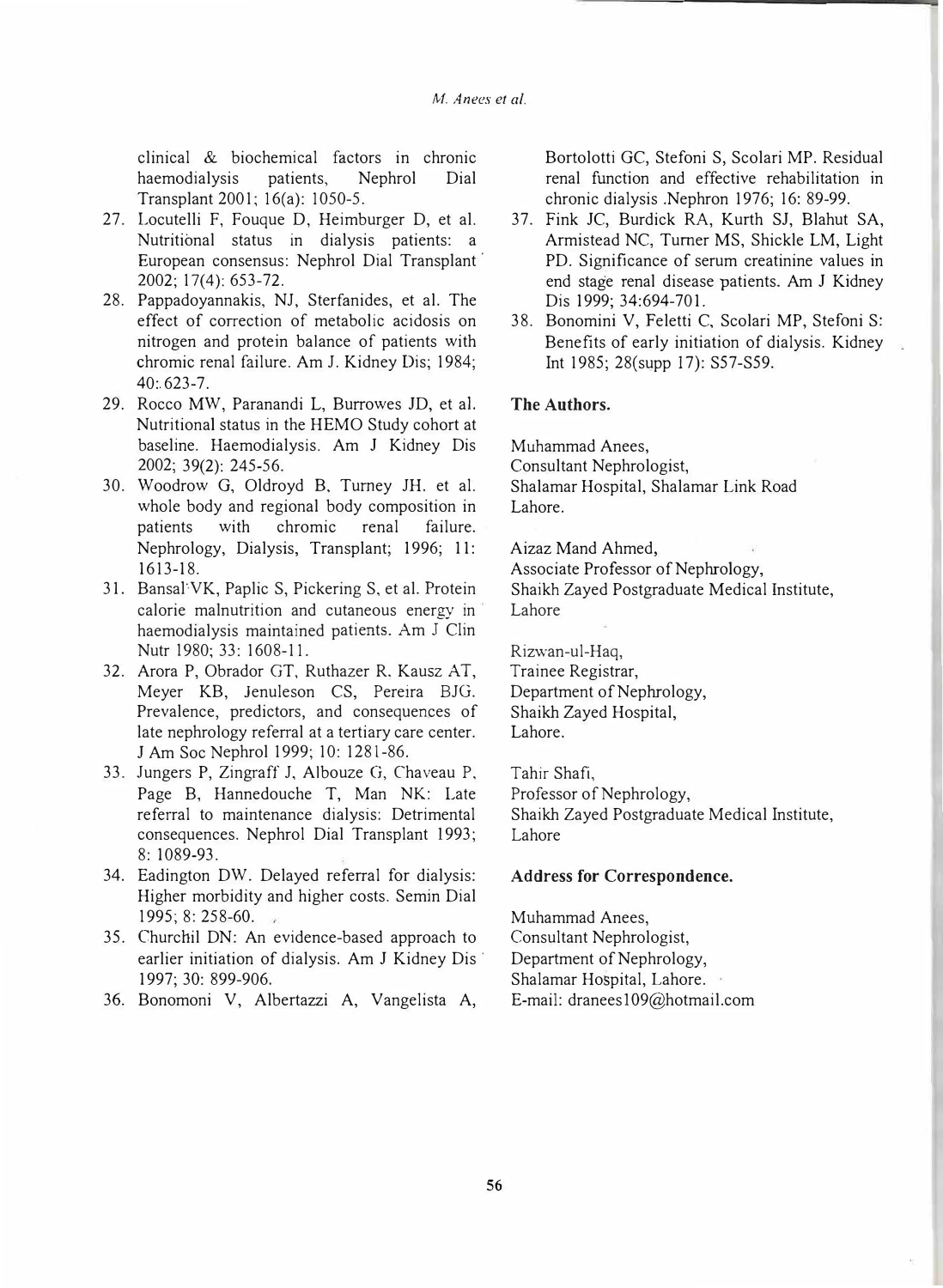clinical & biochemical factors in chronic haemodialysis patients, Nephrol Dial Transplant 2001; 16(a): 1050-5.

27. Locutelli F, Fouque D, Heimburger D, et al. Nutritional status in dialysis patients: a European consensus: Nephrol Dial Transplant 2002; 17(4): 653-72.
28. Pappadoyannakis, NJ, Sterfanides, et al. The effect of correction of metabolic acidosis on nitrogen and protein balance of patients with chromic renal failure. Am J. Kidney Dis; 1984; 40:.623-7.
29. Rocco MW, Paranandi L, Burrowes JD, et al. Nutritional status in the HEMO Study cohort at baseline. Haemodialysis. Am J Kidney Dis 2002; 39(2): 245-56.
30. Woodrow G, Oldroyd B, Turney JH. et al. whole body and regional body composition in patients with chromic renal failure. Nephrology, Dialysis, Transplant; 1996; 11: 1613-18.
31. Bansal VK, Paplic S, Pickering S, et al. Protein calorie malnutrition and cutaneous energy in haemodialysis maintained patients. Am J Clin Nutr 1980; 33: 1608-11.
32. Arora P, Obrador GT, Ruthazer R, Kausz AT, Meyer KB, Jenuleson CS, Pereira BJG. Prevalence, predictors, and consequences of late nephrology referral at a tertiary care center. J Am Soc Nephrol 1999; 10: 1281-86.
33. Jungers P, Zingraff J, Albouze G, Chaveau P, Page B, Hannedouche T, Man NK: Late referral to maintenance dialysis: Detrimental consequences. Nephrol Dial Transplant 1993; 8: 1089-93.
34. Eadington DW. Delayed referral for dialysis: Higher morbidity and higher costs. Semin Dial 1995; 8: 258-60.
35. Churchil DN: An evidence-based approach to earlier initiation of dialysis. Am J Kidney Dis 1997; 30: 899-906.
36. Bonomoni V, Albertazzi A, Vangelista A, Bortolotti GC, Stefoni S, Scolari MP. Residual renal function and effective rehabilitation in chronic dialysis .Nephron 1976; 16: 89-99.
37. Fink JC, Burdick RA, Kurth SJ, Blahut SA, Armistead NC, Turner MS, Shickle LM, Light PD. Significance of serum creatinine values in end stage renal disease patients. Am J Kidney Dis 1999; 34:694-701.
38. Bonomini V, Feletti C, Scolari MP, Stefoni S: Benefits of early initiation of dialysis. Kidney Int 1985; 28(supp 17): S57-S59.

**The Authors.**

Muhammad Anees,
Consultant Nephrologist,
Shalamar Hospital, Shalamar Link Road
Lahore.

Aizaz Mand Ahmed,
Associate Professor of Nephrology,
Shaikh Zayed Postgraduate Medical Institute,
Lahore

Rizwan-ul-Haq,
Trainee Registrar,
Department of Nephrology,
Shaikh Zayed Hospital,
Lahore.

Tahir Shafi,
Professor of Nephrology,
Shaikh Zayed Postgraduate Medical Institute,
Lahore

**Address for Correspondence.**

Muhammad Anees,
Consultant Nephrologist,
Department of Nephrology,
Shalamar Hospital, Lahore.
E-mail: dranees109@hotmail.com